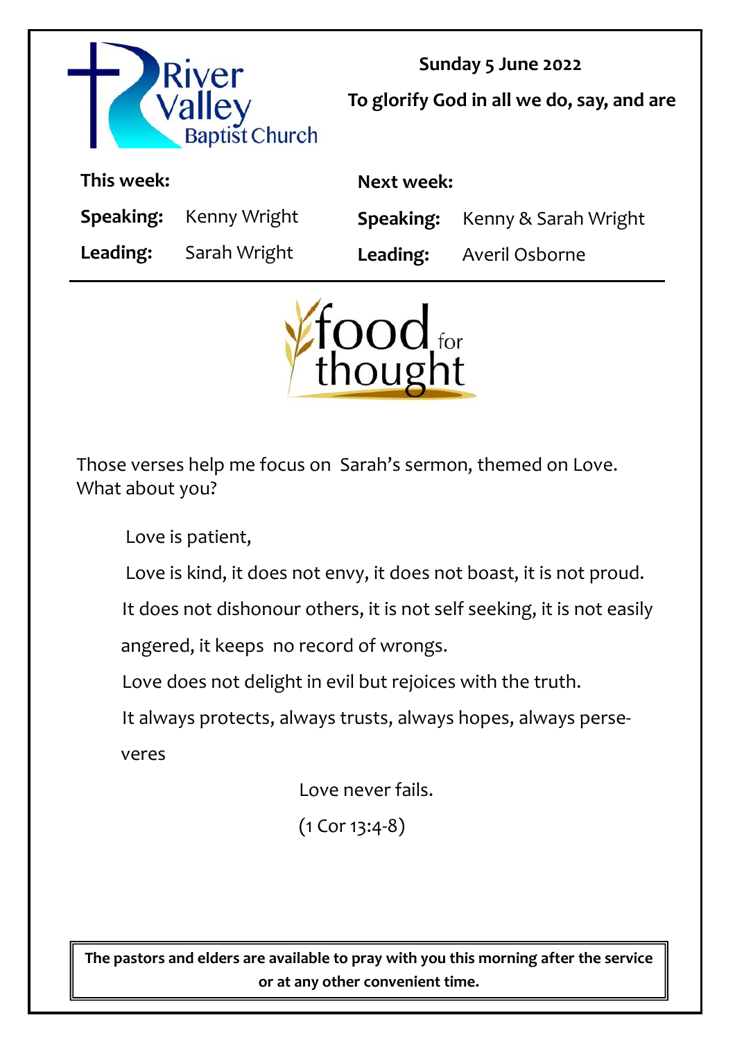River Valley Baptist Church

**Sunday 5 June 2022**

**To glorify God in all we do, say, and are**

| **This week:** | | **Next week:** | |
|---|---|---|---|
| **Speaking:** | Kenny Wright | **Speaking:** | Kenny & Sarah Wright |
| **Leading:** | Sarah Wright | **Leading:** | Averil Osborne |

# food for thought

Those verses help me focus on Sarah's sermon, themed on Love. What about you?

> Love is patient,
>
> Love is kind, it does not envy, it does not boast, it is not proud.
>
> It does not dishonour others, it is not self seeking, it is not easily angered, it keeps no record of wrongs.
>
> Love does not delight in evil but rejoices with the truth.
>
> It always protects, always trusts, always hopes, always perseveres
>
> Love never fails.
>
> (1 Cor 13:4-8)

**The pastors and elders are available to pray with you this morning after the service or at any other convenient time.**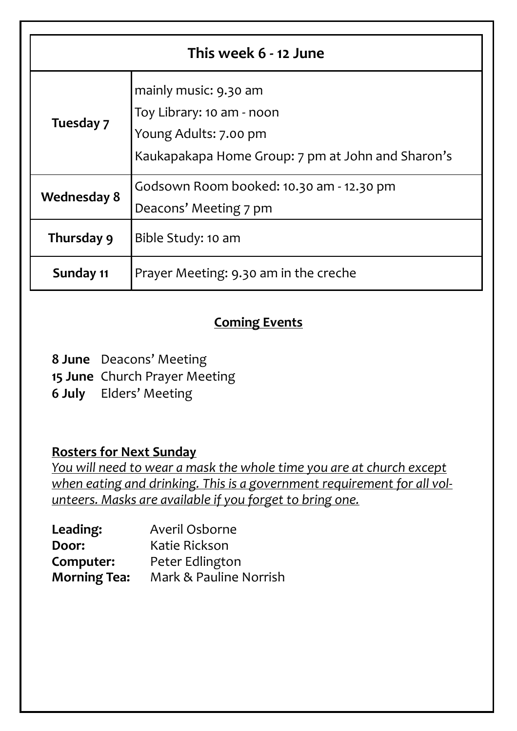| This week 6 - 12 June | |
|---|---|
| **Tuesday 7** | mainly music: 9.30 am<br>Toy Library: 10 am - noon<br>Young Adults: 7.00 pm<br>Kaukapakapa Home Group: 7 pm at John and Sharon's |
| **Wednesday 8** | Godsown Room booked: 10.30 am - 12.30 pm<br>Deacons' Meeting 7 pm |
| **Thursday 9** | Bible Study: 10 am |
| **Sunday 11** | Prayer Meeting: 9.30 am in the creche |

## Coming Events

**8 June** Deacons' Meeting
**15 June** Church Prayer Meeting
**6 July** Elders' Meeting

**Rosters for Next Sunday**

*You will need to wear a mask the whole time you are at church except when eating and drinking. This is a government requirement for all volunteers. Masks are available if you forget to bring one.*

**Leading:** Averil Osborne
**Door:** Katie Rickson
**Computer:** Peter Edlington
**Morning Tea:** Mark & Pauline Norrish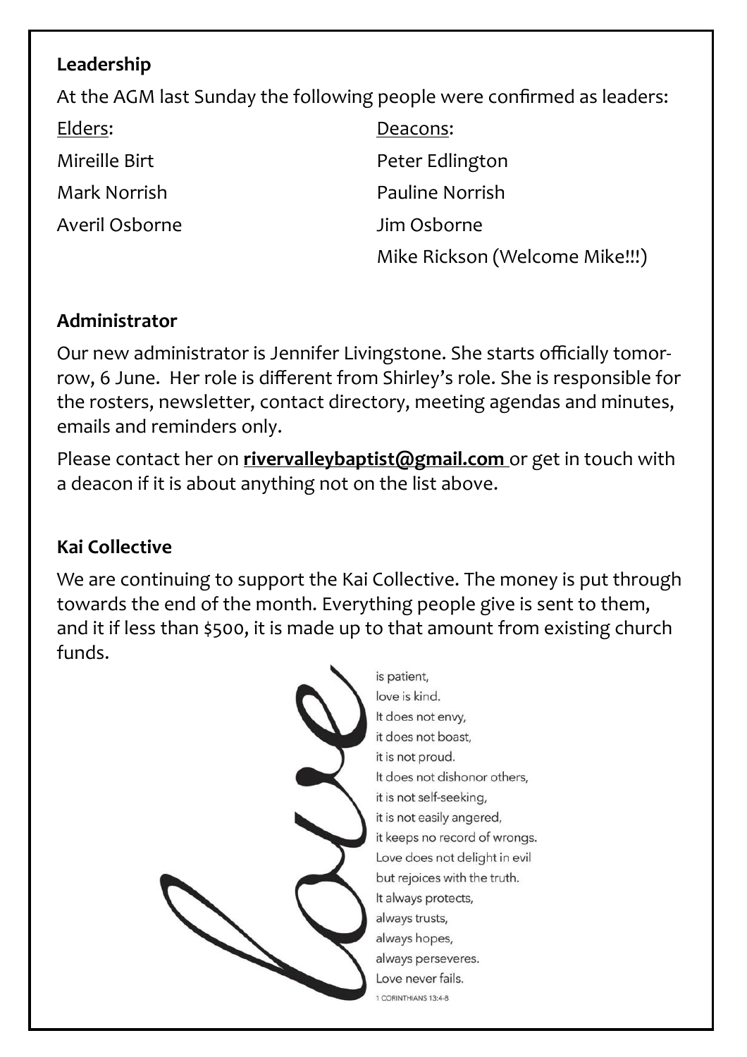**Leadership**

At the AGM last Sunday the following people were confirmed as leaders:

| Elders: | Deacons: |
| --- | --- |
| Mireille Birt | Peter Edlington |
| Mark Norrish | Pauline Norrish |
| Averil Osborne | Jim Osborne |
| | Mike Rickson (Welcome Mike!!!) |

**Administrator**

Our new administrator is Jennifer Livingstone. She starts officially tomorrow, 6 June. Her role is different from Shirley's role. She is responsible for the rosters, newsletter, contact directory, meeting agendas and minutes, emails and reminders only.

Please contact her on **rivervalleybaptist@gmail.com** or get in touch with a deacon if it is about anything not on the list above.

**Kai Collective**

We are continuing to support the Kai Collective. The money is put through towards the end of the month. Everything people give is sent to them, and it if less than $500, it is made up to that amount from existing church funds.

love is patient,
love is kind.
It does not envy,
it does not boast,
it is not proud.
It does not dishonor others,
it is not self-seeking,
it is not easily angered,
it keeps no record of wrongs.
Love does not delight in evil
but rejoices with the truth.
It always protects,
always trusts,
always hopes,
always perseveres.
Love never fails.
1 CORINTHIANS 13:4-8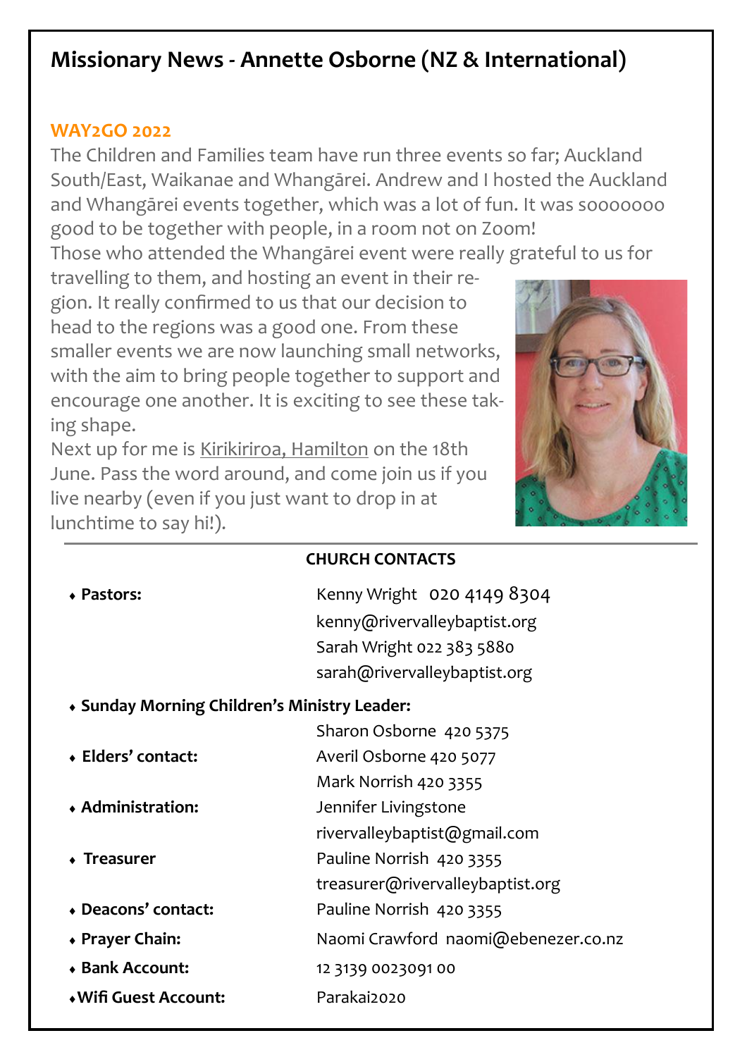## Missionary News - Annette Osborne (NZ & International)

**WAY2GO 2022**

The Children and Families team have run three events so far; Auckland South/East, Waikanae and Whangārei. Andrew and I hosted the Auckland and Whangārei events together, which was a lot of fun. It was sooooooo good to be together with people, in a room not on Zoom!

Those who attended the Whangārei event were really grateful to us for travelling to them, and hosting an event in their region. It really confirmed to us that our decision to head to the regions was a good one. From these smaller events we are now launching small networks, with the aim to bring people together to support and encourage one another. It is exciting to see these taking shape.

Next up for me is Kirikiriroa, Hamilton on the 18th June. Pass the word around, and come join us if you live nearby (even if you just want to drop in at lunchtime to say hi!).

---

**CHURCH CONTACTS**

| | |
|---|---|
| ♦ **Pastors:** | Kenny Wright 020 4149 8304<br>kenny@rivervalleybaptist.org<br>Sarah Wright 022 383 5880<br>sarah@rivervalleybaptist.org |
| ♦ **Sunday Morning Children's Ministry Leader:** | Sharon Osborne 420 5375 |
| ♦ **Elders' contact:** | Averil Osborne 420 5077<br>Mark Norrish 420 3355 |
| ♦ **Administration:** | Jennifer Livingstone<br>rivervalleybaptist@gmail.com |
| ♦ **Treasurer** | Pauline Norrish 420 3355<br>treasurer@rivervalleybaptist.org |
| ♦ **Deacons' contact:** | Pauline Norrish 420 3355 |
| ♦ **Prayer Chain:** | Naomi Crawford naomi@ebenezer.co.nz |
| ♦ **Bank Account:** | 12 3139 0023091 00 |
| ♦ **Wifi Guest Account:** | Parakai2020 |